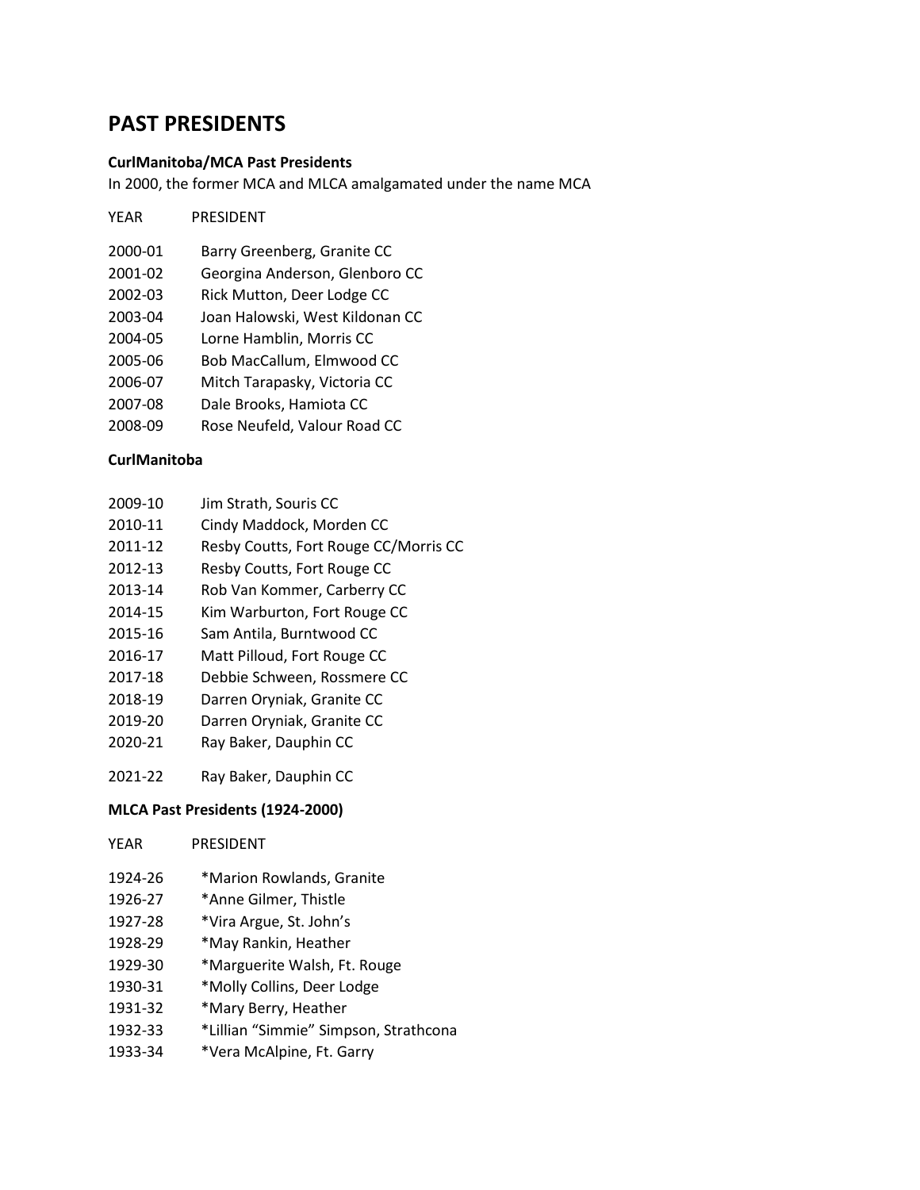# PAST PRESIDENTS

**CurlManitoba/MCA Past Presidents**

In 2000, the former MCA and MLCA amalgamated under the name MCA

| YEAR | PRESIDENT |
|---|---|
| 2000-01 | Barry Greenberg, Granite CC |
| 2001-02 | Georgina Anderson, Glenboro CC |
| 2002-03 | Rick Mutton, Deer Lodge CC |
| 2003-04 | Joan Halowski, West Kildonan CC |
| 2004-05 | Lorne Hamblin, Morris CC |
| 2005-06 | Bob MacCallum, Elmwood CC |
| 2006-07 | Mitch Tarapasky, Victoria CC |
| 2007-08 | Dale Brooks, Hamiota CC |
| 2008-09 | Rose Neufeld, Valour Road CC |

**CurlManitoba**

| | |
|---|---|
| 2009-10 | Jim Strath, Souris CC |
| 2010-11 | Cindy Maddock, Morden CC |
| 2011-12 | Resby Coutts, Fort Rouge CC/Morris CC |
| 2012-13 | Resby Coutts, Fort Rouge CC |
| 2013-14 | Rob Van Kommer, Carberry CC |
| 2014-15 | Kim Warburton, Fort Rouge CC |
| 2015-16 | Sam Antila, Burntwood CC |
| 2016-17 | Matt Pilloud, Fort Rouge CC |
| 2017-18 | Debbie Schween, Rossmere CC |
| 2018-19 | Darren Oryniak, Granite CC |
| 2019-20 | Darren Oryniak, Granite CC |
| 2020-21 | Ray Baker, Dauphin CC |
| 2021-22 | Ray Baker, Dauphin CC |

**MLCA Past Presidents (1924-2000)**

| YEAR | PRESIDENT |
|---|---|
| 1924-26 | *Marion Rowlands, Granite |
| 1926-27 | *Anne Gilmer, Thistle |
| 1927-28 | *Vira Argue, St. John's |
| 1928-29 | *May Rankin, Heather |
| 1929-30 | *Marguerite Walsh, Ft. Rouge |
| 1930-31 | *Molly Collins, Deer Lodge |
| 1931-32 | *Mary Berry, Heather |
| 1932-33 | *Lillian "Simmie" Simpson, Strathcona |
| 1933-34 | *Vera McAlpine, Ft. Garry |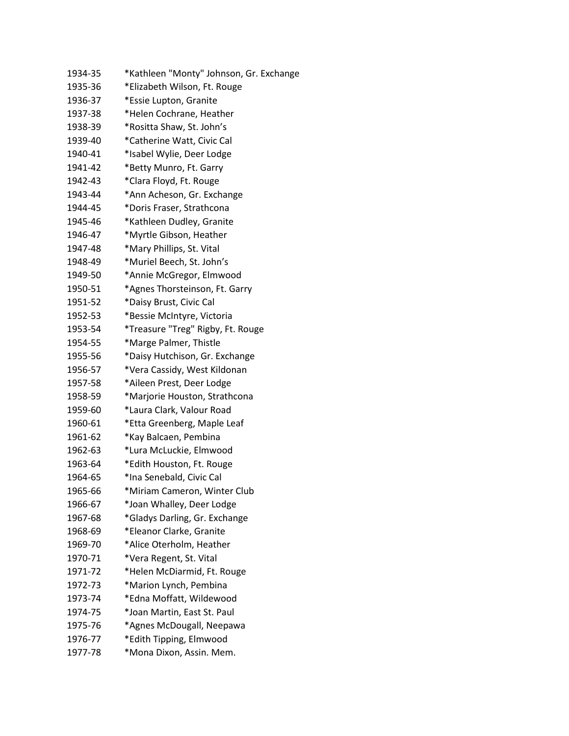1934-35 *Kathleen "Monty" Johnson, Gr. Exchange
1935-36 *Elizabeth Wilson, Ft. Rouge
1936-37 *Essie Lupton, Granite
1937-38 *Helen Cochrane, Heather
1938-39 *Rositta Shaw, St. John's
1939-40 *Catherine Watt, Civic Cal
1940-41 *Isabel Wylie, Deer Lodge
1941-42 *Betty Munro, Ft. Garry
1942-43 *Clara Floyd, Ft. Rouge
1943-44 *Ann Acheson, Gr. Exchange
1944-45 *Doris Fraser, Strathcona
1945-46 *Kathleen Dudley, Granite
1946-47 *Myrtle Gibson, Heather
1947-48 *Mary Phillips, St. Vital
1948-49 *Muriel Beech, St. John's
1949-50 *Annie McGregor, Elmwood
1950-51 *Agnes Thorsteinson, Ft. Garry
1951-52 *Daisy Brust, Civic Cal
1952-53 *Bessie McIntyre, Victoria
1953-54 *Treasure "Treg" Rigby, Ft. Rouge
1954-55 *Marge Palmer, Thistle
1955-56 *Daisy Hutchison, Gr. Exchange
1956-57 *Vera Cassidy, West Kildonan
1957-58 *Aileen Prest, Deer Lodge
1958-59 *Marjorie Houston, Strathcona
1959-60 *Laura Clark, Valour Road
1960-61 *Etta Greenberg, Maple Leaf
1961-62 *Kay Balcaen, Pembina
1962-63 *Lura McLuckie, Elmwood
1963-64 *Edith Houston, Ft. Rouge
1964-65 *Ina Senebald, Civic Cal
1965-66 *Miriam Cameron, Winter Club
1966-67 *Joan Whalley, Deer Lodge
1967-68 *Gladys Darling, Gr. Exchange
1968-69 *Eleanor Clarke, Granite
1969-70 *Alice Oterholm, Heather
1970-71 *Vera Regent, St. Vital
1971-72 *Helen McDiarmid, Ft. Rouge
1972-73 *Marion Lynch, Pembina
1973-74 *Edna Moffatt, Wildewood
1974-75 *Joan Martin, East St. Paul
1975-76 *Agnes McDougall, Neepawa
1976-77 *Edith Tipping, Elmwood
1977-78 *Mona Dixon, Assin. Mem.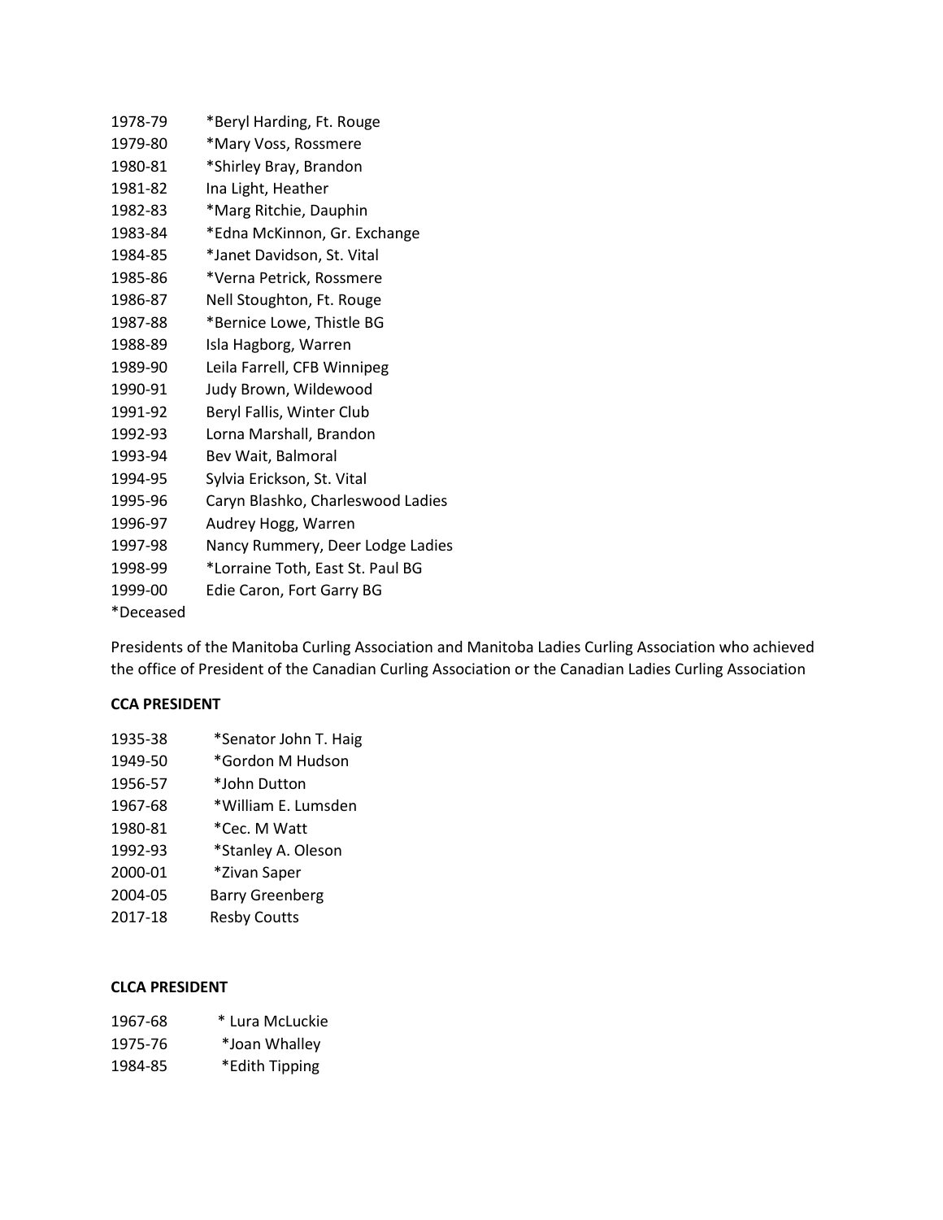1978-79 *Beryl Harding, Ft. Rouge
1979-80 *Mary Voss, Rossmere
1980-81 *Shirley Bray, Brandon
1981-82 Ina Light, Heather
1982-83 *Marg Ritchie, Dauphin
1983-84 *Edna McKinnon, Gr. Exchange
1984-85 *Janet Davidson, St. Vital
1985-86 *Verna Petrick, Rossmere
1986-87 Nell Stoughton, Ft. Rouge
1987-88 *Bernice Lowe, Thistle BG
1988-89 Isla Hagborg, Warren
1989-90 Leila Farrell, CFB Winnipeg
1990-91 Judy Brown, Wildewood
1991-92 Beryl Fallis, Winter Club
1992-93 Lorna Marshall, Brandon
1993-94 Bev Wait, Balmoral
1994-95 Sylvia Erickson, St. Vital
1995-96 Caryn Blashko, Charleswood Ladies
1996-97 Audrey Hogg, Warren
1997-98 Nancy Rummery, Deer Lodge Ladies
1998-99 *Lorraine Toth, East St. Paul BG
1999-00 Edie Caron, Fort Garry BG
*Deceased

Presidents of the Manitoba Curling Association and Manitoba Ladies Curling Association who achieved the office of President of the Canadian Curling Association or the Canadian Ladies Curling Association

**CCA PRESIDENT**

1935-38 *Senator John T. Haig
1949-50 *Gordon M Hudson
1956-57 *John Dutton
1967-68 *William E. Lumsden
1980-81 *Cec. M Watt
1992-93 *Stanley A. Oleson
2000-01 *Zivan Saper
2004-05 Barry Greenberg
2017-18 Resby Coutts

**CLCA PRESIDENT**

1967-68 * Lura McLuckie
1975-76 *Joan Whalley
1984-85 *Edith Tipping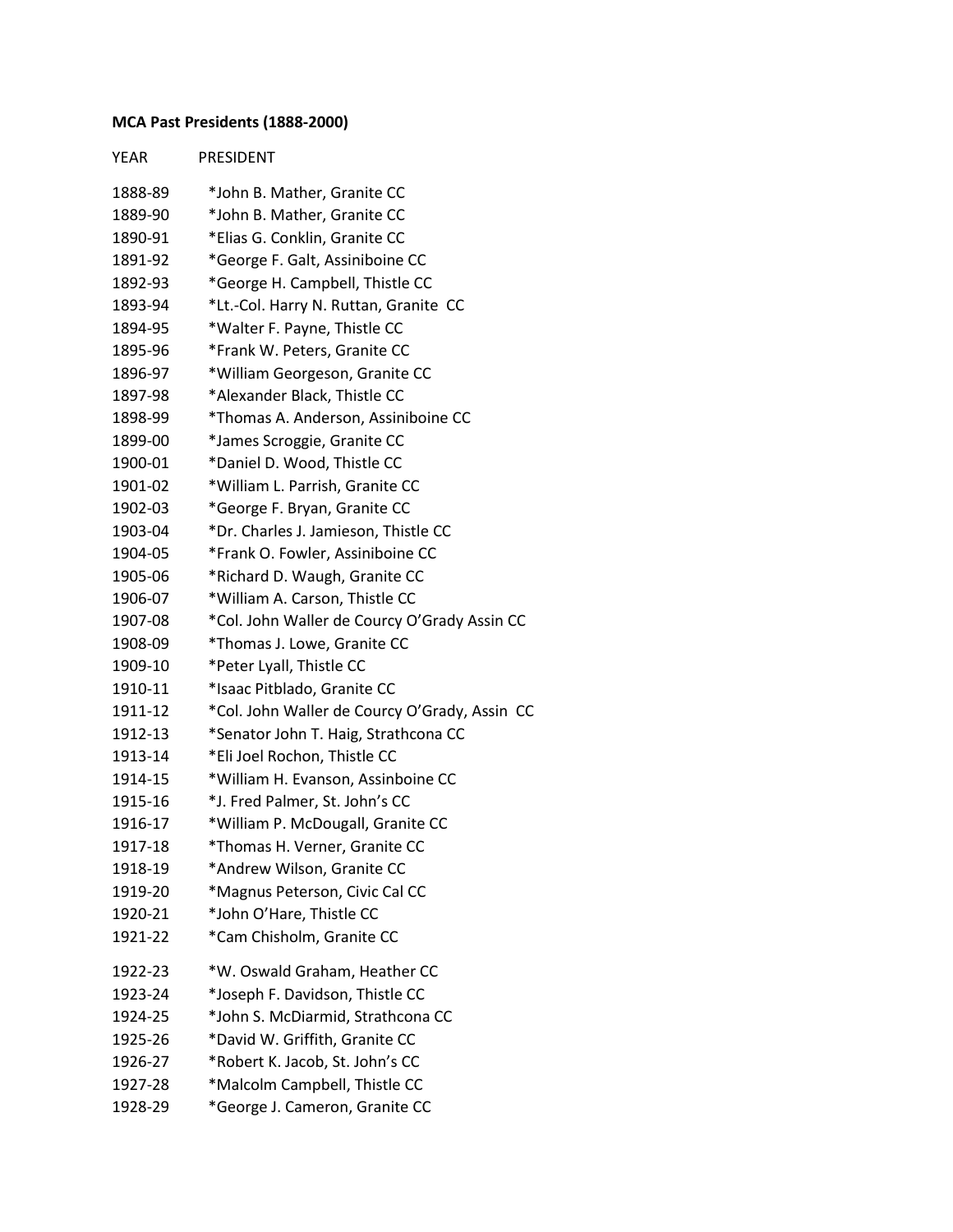**MCA Past Presidents (1888-2000)**

| YEAR | PRESIDENT |
|---|---|
| 1888-89 | *John B. Mather, Granite CC |
| 1889-90 | *John B. Mather, Granite CC |
| 1890-91 | *Elias G. Conklin, Granite CC |
| 1891-92 | *George F. Galt, Assiniboine CC |
| 1892-93 | *George H. Campbell, Thistle CC |
| 1893-94 | *Lt.-Col. Harry N. Ruttan, Granite CC |
| 1894-95 | *Walter F. Payne, Thistle CC |
| 1895-96 | *Frank W. Peters, Granite CC |
| 1896-97 | *William Georgeson, Granite CC |
| 1897-98 | *Alexander Black, Thistle CC |
| 1898-99 | *Thomas A. Anderson, Assiniboine CC |
| 1899-00 | *James Scroggie, Granite CC |
| 1900-01 | *Daniel D. Wood, Thistle CC |
| 1901-02 | *William L. Parrish, Granite CC |
| 1902-03 | *George F. Bryan, Granite CC |
| 1903-04 | *Dr. Charles J. Jamieson, Thistle CC |
| 1904-05 | *Frank O. Fowler, Assiniboine CC |
| 1905-06 | *Richard D. Waugh, Granite CC |
| 1906-07 | *William A. Carson, Thistle CC |
| 1907-08 | *Col. John Waller de Courcy O'Grady Assin CC |
| 1908-09 | *Thomas J. Lowe, Granite CC |
| 1909-10 | *Peter Lyall, Thistle CC |
| 1910-11 | *Isaac Pitblado, Granite CC |
| 1911-12 | *Col. John Waller de Courcy O'Grady, Assin CC |
| 1912-13 | *Senator John T. Haig, Strathcona CC |
| 1913-14 | *Eli Joel Rochon, Thistle CC |
| 1914-15 | *William H. Evanson, Assinboine CC |
| 1915-16 | *J. Fred Palmer, St. John's CC |
| 1916-17 | *William P. McDougall, Granite CC |
| 1917-18 | *Thomas H. Verner, Granite CC |
| 1918-19 | *Andrew Wilson, Granite CC |
| 1919-20 | *Magnus Peterson, Civic Cal CC |
| 1920-21 | *John O'Hare, Thistle CC |
| 1921-22 | *Cam Chisholm, Granite CC |
| 1922-23 | *W. Oswald Graham, Heather CC |
| 1923-24 | *Joseph F. Davidson, Thistle CC |
| 1924-25 | *John S. McDiarmid, Strathcona CC |
| 1925-26 | *David W. Griffith, Granite CC |
| 1926-27 | *Robert K. Jacob, St. John's CC |
| 1927-28 | *Malcolm Campbell, Thistle CC |
| 1928-29 | *George J. Cameron, Granite CC |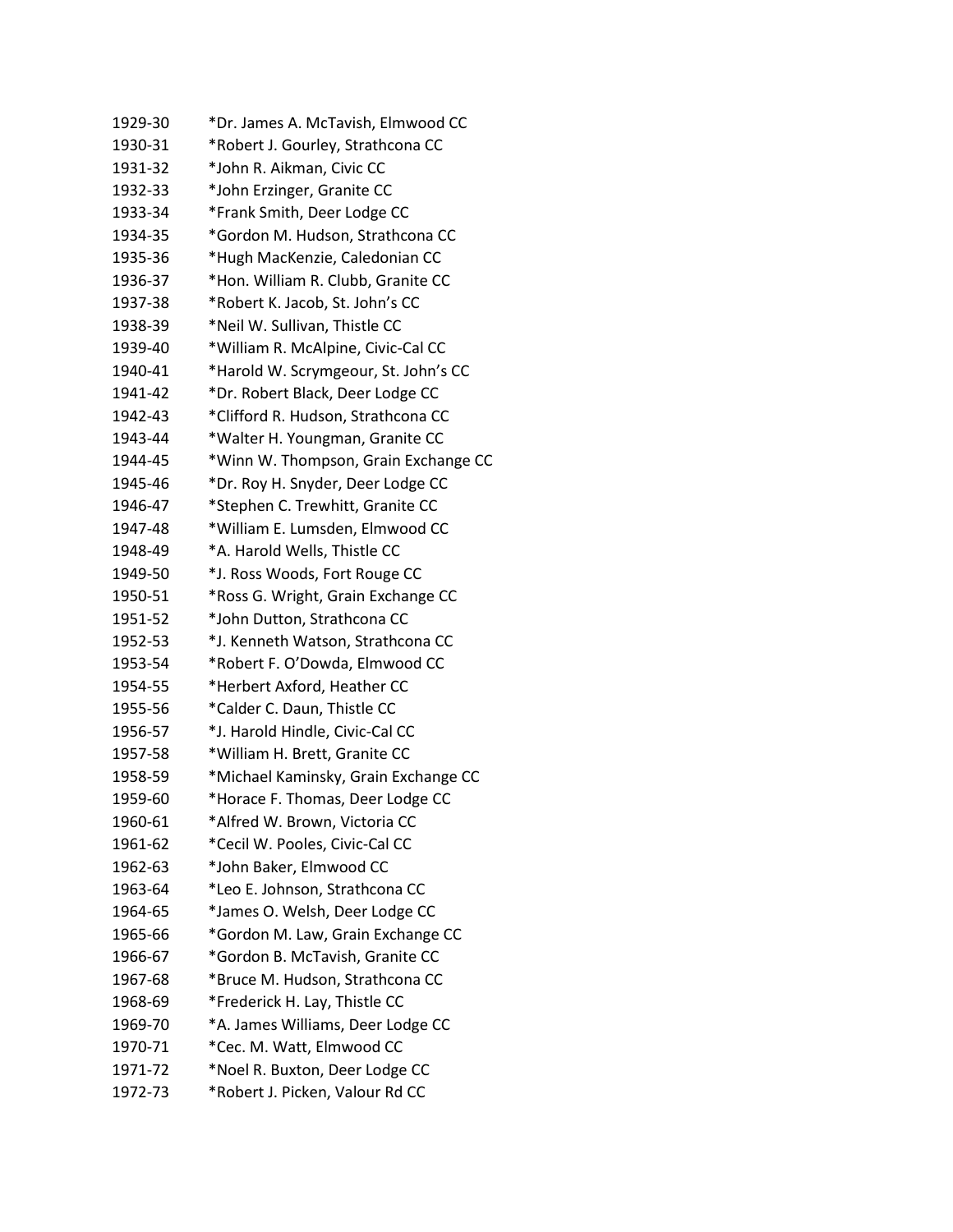1929-30 *Dr. James A. McTavish, Elmwood CC
1930-31 *Robert J. Gourley, Strathcona CC
1931-32 *John R. Aikman, Civic CC
1932-33 *John Erzinger, Granite CC
1933-34 *Frank Smith, Deer Lodge CC
1934-35 *Gordon M. Hudson, Strathcona CC
1935-36 *Hugh MacKenzie, Caledonian CC
1936-37 *Hon. William R. Clubb, Granite CC
1937-38 *Robert K. Jacob, St. John's CC
1938-39 *Neil W. Sullivan, Thistle CC
1939-40 *William R. McAlpine, Civic-Cal CC
1940-41 *Harold W. Scrymgeour, St. John's CC
1941-42 *Dr. Robert Black, Deer Lodge CC
1942-43 *Clifford R. Hudson, Strathcona CC
1943-44 *Walter H. Youngman, Granite CC
1944-45 *Winn W. Thompson, Grain Exchange CC
1945-46 *Dr. Roy H. Snyder, Deer Lodge CC
1946-47 *Stephen C. Trewhitt, Granite CC
1947-48 *William E. Lumsden, Elmwood CC
1948-49 *A. Harold Wells, Thistle CC
1949-50 *J. Ross Woods, Fort Rouge CC
1950-51 *Ross G. Wright, Grain Exchange CC
1951-52 *John Dutton, Strathcona CC
1952-53 *J. Kenneth Watson, Strathcona CC
1953-54 *Robert F. O'Dowda, Elmwood CC
1954-55 *Herbert Axford, Heather CC
1955-56 *Calder C. Daun, Thistle CC
1956-57 *J. Harold Hindle, Civic-Cal CC
1957-58 *William H. Brett, Granite CC
1958-59 *Michael Kaminsky, Grain Exchange CC
1959-60 *Horace F. Thomas, Deer Lodge CC
1960-61 *Alfred W. Brown, Victoria CC
1961-62 *Cecil W. Pooles, Civic-Cal CC
1962-63 *John Baker, Elmwood CC
1963-64 *Leo E. Johnson, Strathcona CC
1964-65 *James O. Welsh, Deer Lodge CC
1965-66 *Gordon M. Law, Grain Exchange CC
1966-67 *Gordon B. McTavish, Granite CC
1967-68 *Bruce M. Hudson, Strathcona CC
1968-69 *Frederick H. Lay, Thistle CC
1969-70 *A. James Williams, Deer Lodge CC
1970-71 *Cec. M. Watt, Elmwood CC
1971-72 *Noel R. Buxton, Deer Lodge CC
1972-73 *Robert J. Picken, Valour Rd CC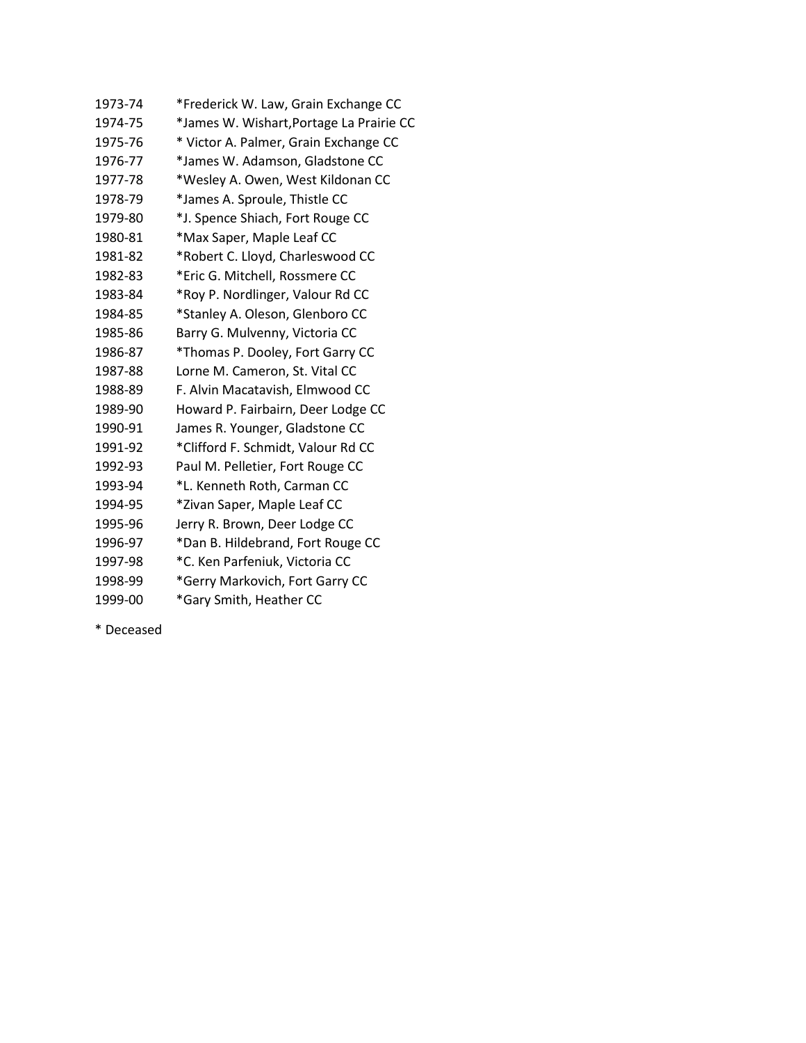| | |
|---|---|
| 1973-74 | *Frederick W. Law, Grain Exchange CC |
| 1974-75 | *James W. Wishart,Portage La Prairie CC |
| 1975-76 | * Victor A. Palmer, Grain Exchange CC |
| 1976-77 | *James W. Adamson, Gladstone CC |
| 1977-78 | *Wesley A. Owen, West Kildonan CC |
| 1978-79 | *James A. Sproule, Thistle CC |
| 1979-80 | *J. Spence Shiach, Fort Rouge CC |
| 1980-81 | *Max Saper, Maple Leaf CC |
| 1981-82 | *Robert C. Lloyd, Charleswood CC |
| 1982-83 | *Eric G. Mitchell, Rossmere CC |
| 1983-84 | *Roy P. Nordlinger, Valour Rd CC |
| 1984-85 | *Stanley A. Oleson, Glenboro CC |
| 1985-86 | Barry G. Mulvenny, Victoria CC |
| 1986-87 | *Thomas P. Dooley, Fort Garry CC |
| 1987-88 | Lorne M. Cameron, St. Vital CC |
| 1988-89 | F. Alvin Macatavish, Elmwood CC |
| 1989-90 | Howard P. Fairbairn, Deer Lodge CC |
| 1990-91 | James R. Younger, Gladstone CC |
| 1991-92 | *Clifford F. Schmidt, Valour Rd CC |
| 1992-93 | Paul M. Pelletier, Fort Rouge CC |
| 1993-94 | *L. Kenneth Roth, Carman CC |
| 1994-95 | *Zivan Saper, Maple Leaf CC |
| 1995-96 | Jerry R. Brown, Deer Lodge CC |
| 1996-97 | *Dan B. Hildebrand, Fort Rouge CC |
| 1997-98 | *C. Ken Parfeniuk, Victoria CC |
| 1998-99 | *Gerry Markovich, Fort Garry CC |
| 1999-00 | *Gary Smith, Heather CC |

* Deceased